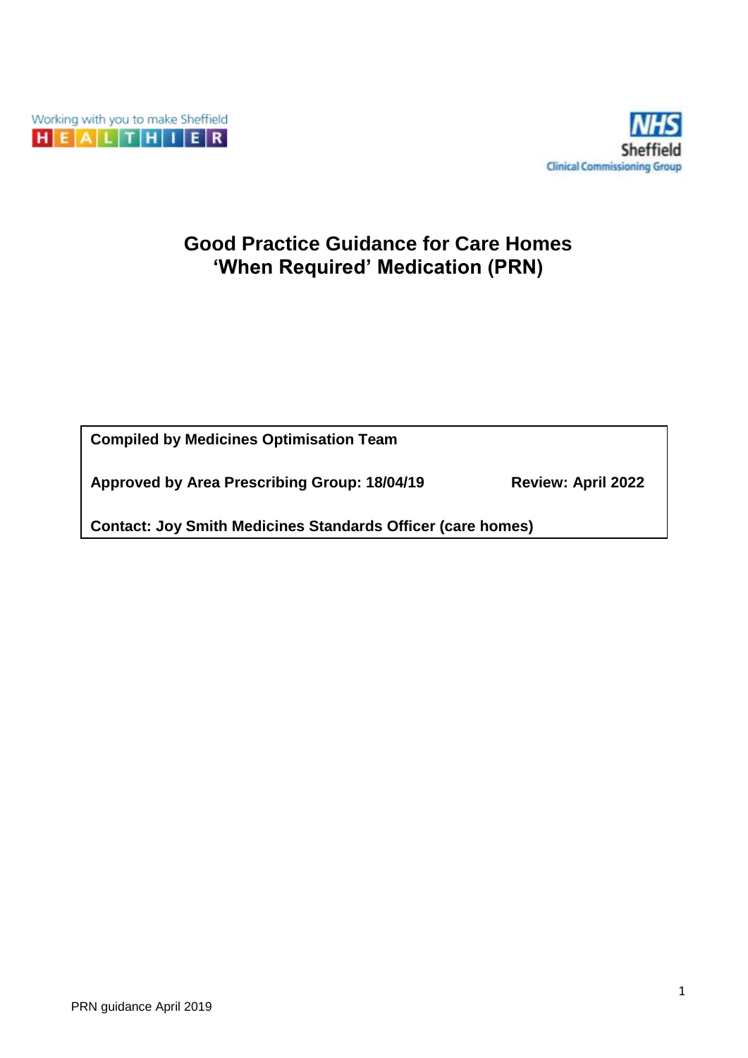Working with you to make Sheffield HEALTHIER

NHS Sheffield Clinical Commissioning Group

# Good Practice Guidance for Care Homes 'When Required' Medication (PRN)

| | |
|---|---|
| **Compiled by Medicines Optimisation Team** | |
| **Approved by Area Prescribing Group: 18/04/19** | **Review: April 2022** |
| **Contact: Joy Smith Medicines Standards Officer (care homes)** | |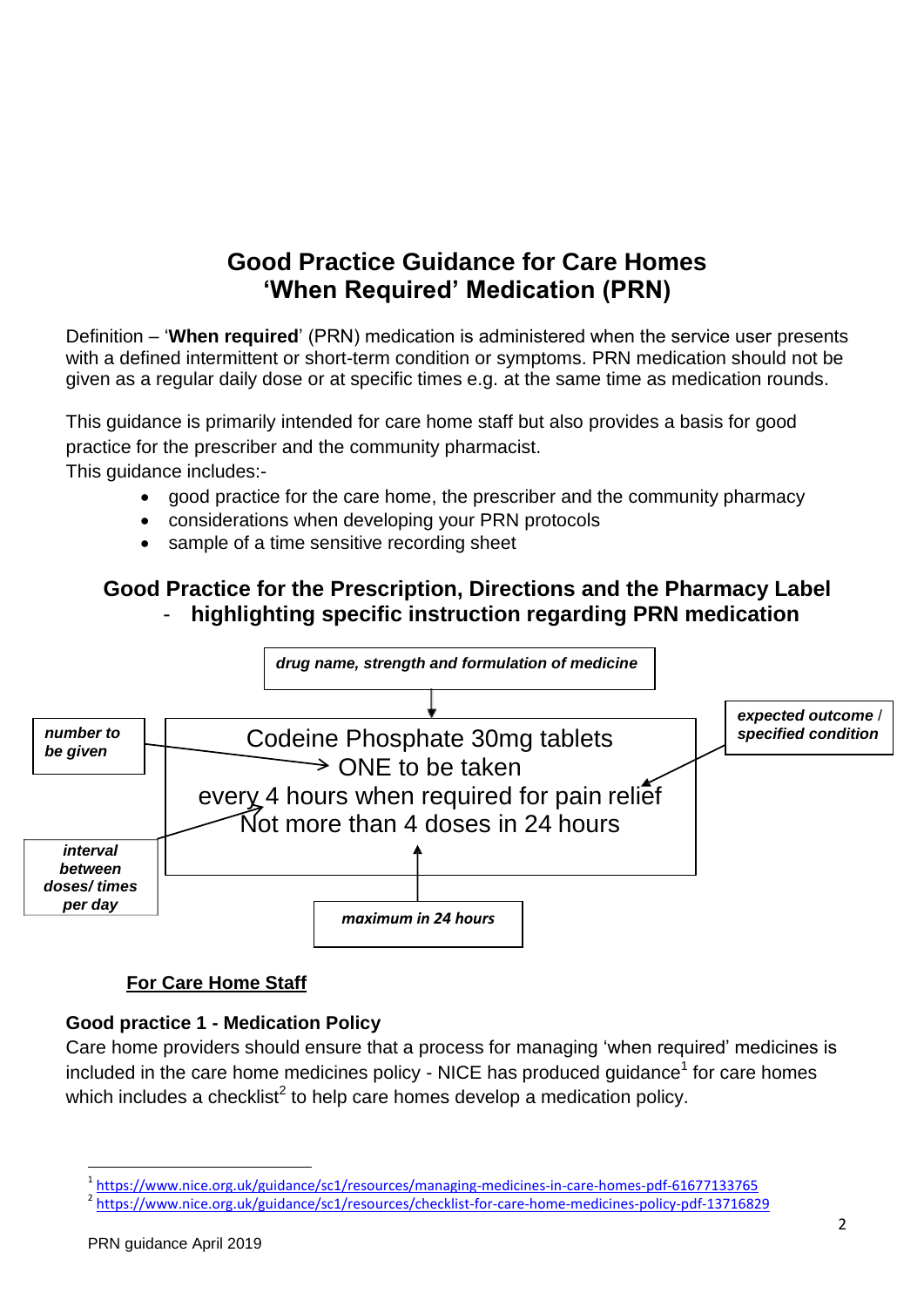# Good Practice Guidance for Care Homes 'When Required' Medication (PRN)

Definition – '**When required**' (PRN) medication is administered when the service user presents with a defined intermittent or short-term condition or symptoms. PRN medication should not be given as a regular daily dose or at specific times e.g. at the same time as medication rounds.

This guidance is primarily intended for care home staff but also provides a basis for good practice for the prescriber and the community pharmacist.

This guidance includes:-

- good practice for the care home, the prescriber and the community pharmacy
- considerations when developing your PRN protocols
- sample of a time sensitive recording sheet

## Good Practice for the Prescription, Directions and the Pharmacy Label - highlighting specific instruction regarding PRN medication

***drug name, strength and formulation of medicine***

***number to be given***

***expected outcome / specified condition***

Codeine Phosphate 30mg tablets
ONE to be taken
every 4 hours when required for pain relief
Not more than 4 doses in 24 hours

***interval between doses/ times per day***

***maximum in 24 hours***

### <u>For Care Home Staff</u>

**Good practice 1 - Medication Policy**

Care home providers should ensure that a process for managing 'when required' medicines is included in the care home medicines policy - NICE has produced guidance[1] for care homes which includes a checklist[2] to help care homes develop a medication policy.

[1] https://www.nice.org.uk/guidance/sc1/resources/managing-medicines-in-care-homes-pdf-61677133765

[2] https://www.nice.org.uk/guidance/sc1/resources/checklist-for-care-home-medicines-policy-pdf-13716829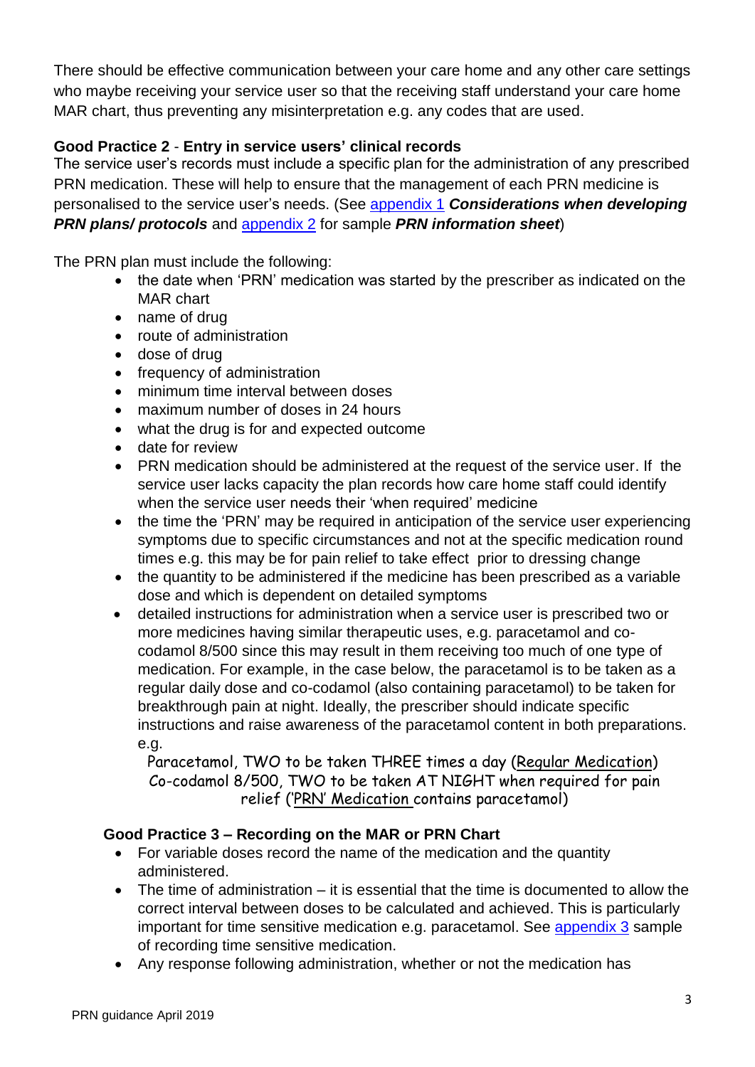There should be effective communication between your care home and any other care settings who maybe receiving your service user so that the receiving staff understand your care home MAR chart, thus preventing any misinterpretation e.g. any codes that are used.

**Good Practice 2** - **Entry in service users' clinical records**

The service user's records must include a specific plan for the administration of any prescribed PRN medication. These will help to ensure that the management of each PRN medicine is personalised to the service user's needs. (See appendix 1 ***Considerations when developing PRN plans/ protocols*** and appendix 2 for sample ***PRN information sheet***)

The PRN plan must include the following:

- the date when 'PRN' medication was started by the prescriber as indicated on the MAR chart
- name of drug
- route of administration
- dose of drug
- frequency of administration
- minimum time interval between doses
- maximum number of doses in 24 hours
- what the drug is for and expected outcome
- date for review
- PRN medication should be administered at the request of the service user. If the service user lacks capacity the plan records how care home staff could identify when the service user needs their 'when required' medicine
- the time the 'PRN' may be required in anticipation of the service user experiencing symptoms due to specific circumstances and not at the specific medication round times e.g. this may be for pain relief to take effect prior to dressing change
- the quantity to be administered if the medicine has been prescribed as a variable dose and which is dependent on detailed symptoms
- detailed instructions for administration when a service user is prescribed two or more medicines having similar therapeutic uses, e.g. paracetamol and co-codamol 8/500 since this may result in them receiving too much of one type of medication. For example, in the case below, the paracetamol is to be taken as a regular daily dose and co-codamol (also containing paracetamol) to be taken for breakthrough pain at night. Ideally, the prescriber should indicate specific instructions and raise awareness of the paracetamol content in both preparations. e.g.

  Paracetamol, TWO to be taken THREE times a day (Regular Medication)
  Co-codamol 8/500, TWO to be taken AT NIGHT when required for pain relief ('PRN' Medication contains paracetamol)

**Good Practice 3 – Recording on the MAR or PRN Chart**

- For variable doses record the name of the medication and the quantity administered.
- The time of administration – it is essential that the time is documented to allow the correct interval between doses to be calculated and achieved. This is particularly important for time sensitive medication e.g. paracetamol. See appendix 3 sample of recording time sensitive medication.
- Any response following administration, whether or not the medication has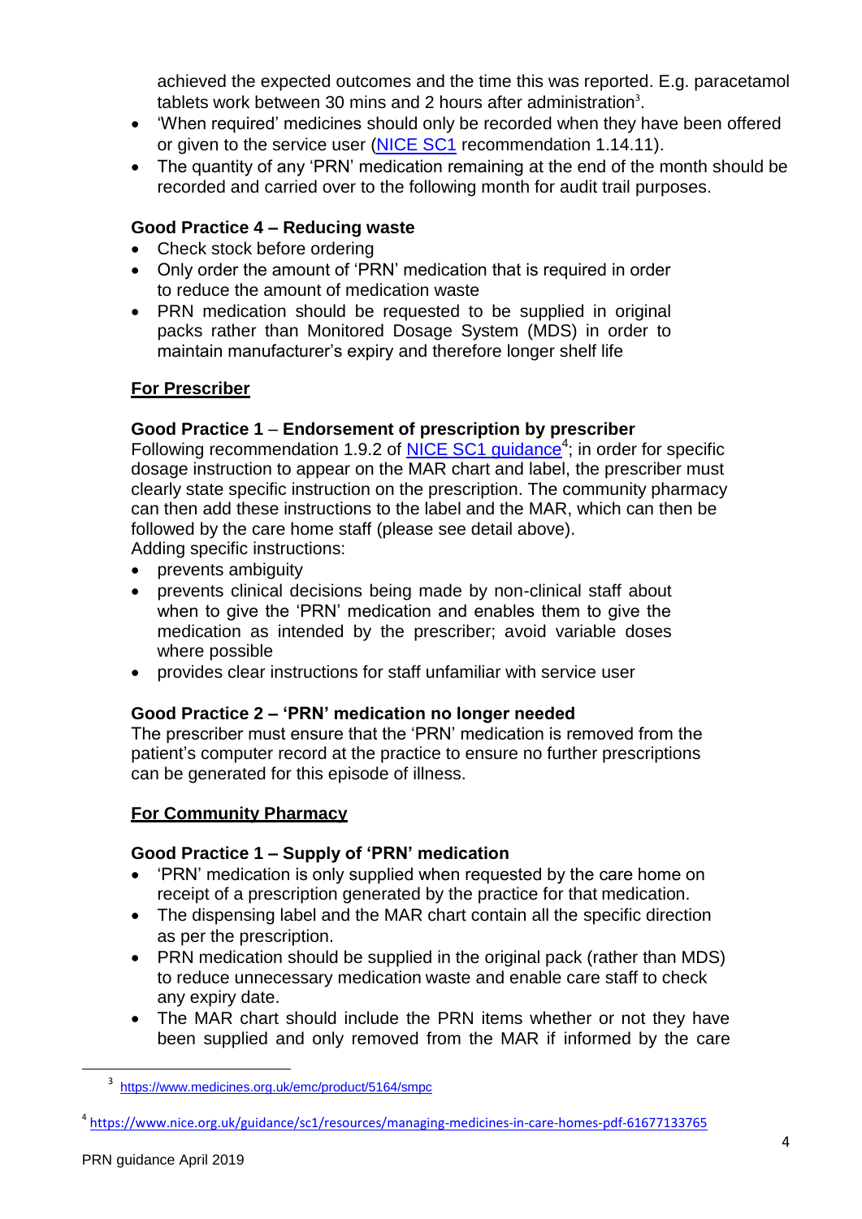achieved the expected outcomes and the time this was reported. E.g. paracetamol tablets work between 30 mins and 2 hours after administration[3].

- 'When required' medicines should only be recorded when they have been offered or given to the service user (NICE SC1 recommendation 1.14.11).
- The quantity of any 'PRN' medication remaining at the end of the month should be recorded and carried over to the following month for audit trail purposes.

**Good Practice 4 – Reducing waste**

- Check stock before ordering
- Only order the amount of 'PRN' medication that is required in order to reduce the amount of medication waste
- PRN medication should be requested to be supplied in original packs rather than Monitored Dosage System (MDS) in order to maintain manufacturer's expiry and therefore longer shelf life

## For Prescriber

**Good Practice 1 – Endorsement of prescription by prescriber**

Following recommendation 1.9.2 of NICE SC1 guidance[4]; in order for specific dosage instruction to appear on the MAR chart and label, the prescriber must clearly state specific instruction on the prescription. The community pharmacy can then add these instructions to the label and the MAR, which can then be followed by the care home staff (please see detail above).

Adding specific instructions:

- prevents ambiguity
- prevents clinical decisions being made by non-clinical staff about when to give the 'PRN' medication and enables them to give the medication as intended by the prescriber; avoid variable doses where possible
- provides clear instructions for staff unfamiliar with service user

**Good Practice 2 – 'PRN' medication no longer needed**

The prescriber must ensure that the 'PRN' medication is removed from the patient's computer record at the practice to ensure no further prescriptions can be generated for this episode of illness.

## For Community Pharmacy

**Good Practice 1 – Supply of 'PRN' medication**

- 'PRN' medication is only supplied when requested by the care home on receipt of a prescription generated by the practice for that medication.
- The dispensing label and the MAR chart contain all the specific direction as per the prescription.
- PRN medication should be supplied in the original pack (rather than MDS) to reduce unnecessary medication waste and enable care staff to check any expiry date.
- The MAR chart should include the PRN items whether or not they have been supplied and only removed from the MAR if informed by the care

[3] https://www.medicines.org.uk/emc/product/5164/smpc

[4] https://www.nice.org.uk/guidance/sc1/resources/managing-medicines-in-care-homes-pdf-61677133765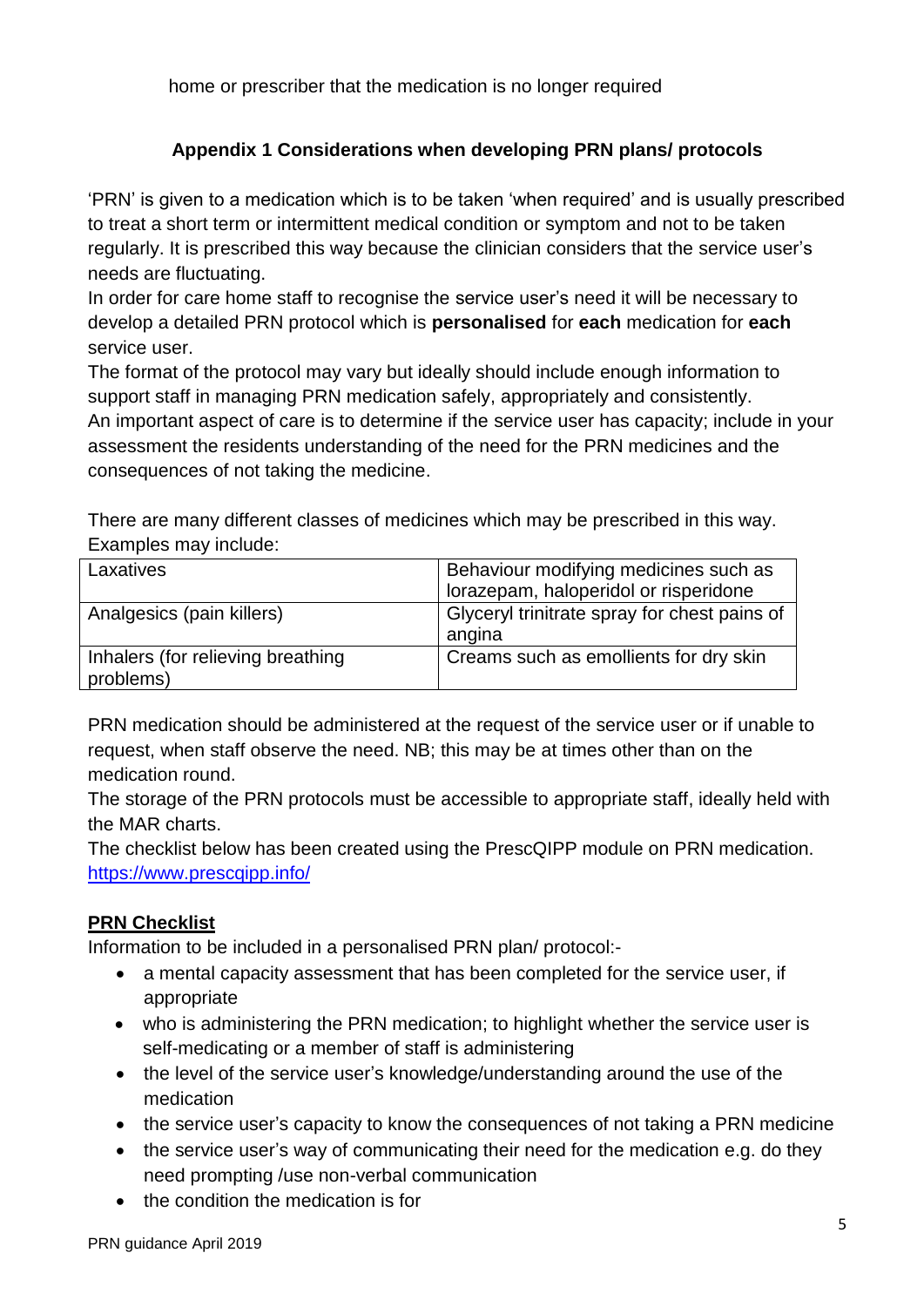home or prescriber that the medication is no longer required

### Appendix 1 Considerations when developing PRN plans/ protocols

'PRN' is given to a medication which is to be taken 'when required' and is usually prescribed to treat a short term or intermittent medical condition or symptom and not to be taken regularly. It is prescribed this way because the clinician considers that the service user's needs are fluctuating.

In order for care home staff to recognise the service user's need it will be necessary to develop a detailed PRN protocol which is **personalised** for **each** medication for **each** service user.

The format of the protocol may vary but ideally should include enough information to support staff in managing PRN medication safely, appropriately and consistently.

An important aspect of care is to determine if the service user has capacity; include in your assessment the residents understanding of the need for the PRN medicines and the consequences of not taking the medicine.

There are many different classes of medicines which may be prescribed in this way. Examples may include:

| | |
|---|---|
| Laxatives | Behaviour modifying medicines such as lorazepam, haloperidol or risperidone |
| Analgesics (pain killers) | Glyceryl trinitrate spray for chest pains of angina |
| Inhalers (for relieving breathing problems) | Creams such as emollients for dry skin |

PRN medication should be administered at the request of the service user or if unable to request, when staff observe the need. NB; this may be at times other than on the medication round.

The storage of the PRN protocols must be accessible to appropriate staff, ideally held with the MAR charts.

The checklist below has been created using the PrescQIPP module on PRN medication. https://www.prescqipp.info/

**PRN Checklist**

Information to be included in a personalised PRN plan/ protocol:-

- a mental capacity assessment that has been completed for the service user, if appropriate
- who is administering the PRN medication; to highlight whether the service user is self-medicating or a member of staff is administering
- the level of the service user's knowledge/understanding around the use of the medication
- the service user's capacity to know the consequences of not taking a PRN medicine
- the service user's way of communicating their need for the medication e.g. do they need prompting /use non-verbal communication
- the condition the medication is for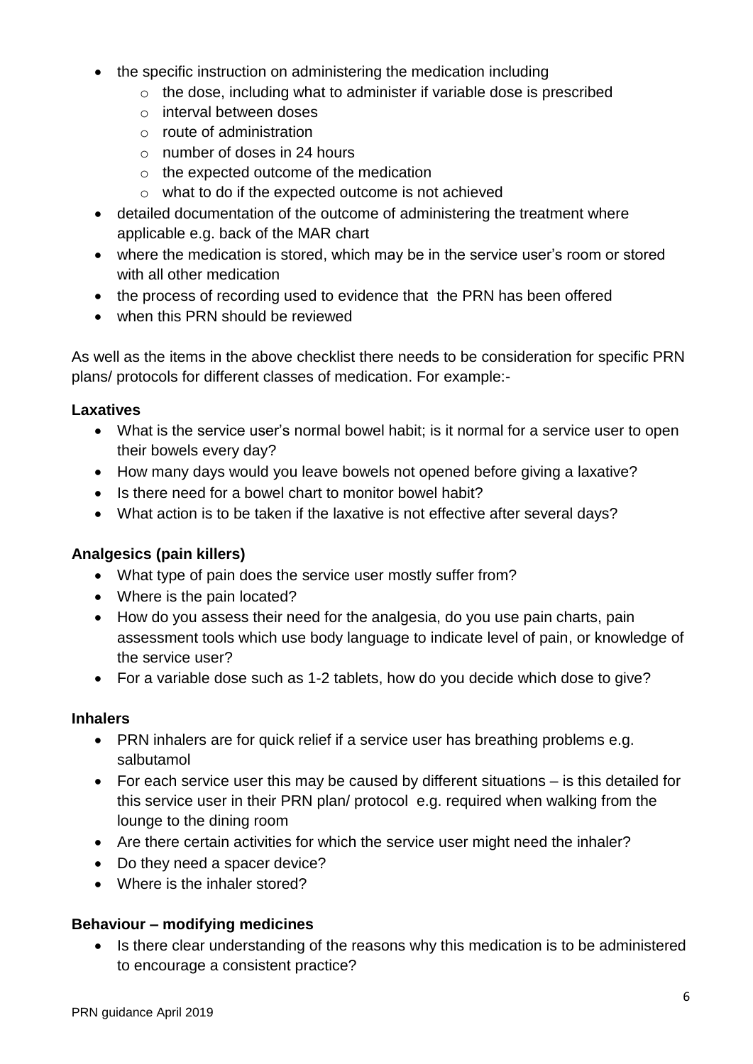- the specific instruction on administering the medication including
  - the dose, including what to administer if variable dose is prescribed
  - interval between doses
  - route of administration
  - number of doses in 24 hours
  - the expected outcome of the medication
  - what to do if the expected outcome is not achieved
- detailed documentation of the outcome of administering the treatment where applicable e.g. back of the MAR chart
- where the medication is stored, which may be in the service user's room or stored with all other medication
- the process of recording used to evidence that the PRN has been offered
- when this PRN should be reviewed

As well as the items in the above checklist there needs to be consideration for specific PRN plans/ protocols for different classes of medication. For example:-

**Laxatives**

- What is the service user's normal bowel habit; is it normal for a service user to open their bowels every day?
- How many days would you leave bowels not opened before giving a laxative?
- Is there need for a bowel chart to monitor bowel habit?
- What action is to be taken if the laxative is not effective after several days?

**Analgesics (pain killers)**

- What type of pain does the service user mostly suffer from?
- Where is the pain located?
- How do you assess their need for the analgesia, do you use pain charts, pain assessment tools which use body language to indicate level of pain, or knowledge of the service user?
- For a variable dose such as 1-2 tablets, how do you decide which dose to give?

**Inhalers**

- PRN inhalers are for quick relief if a service user has breathing problems e.g. salbutamol
- For each service user this may be caused by different situations – is this detailed for this service user in their PRN plan/ protocol e.g. required when walking from the lounge to the dining room
- Are there certain activities for which the service user might need the inhaler?
- Do they need a spacer device?
- Where is the inhaler stored?

**Behaviour – modifying medicines**

- Is there clear understanding of the reasons why this medication is to be administered to encourage a consistent practice?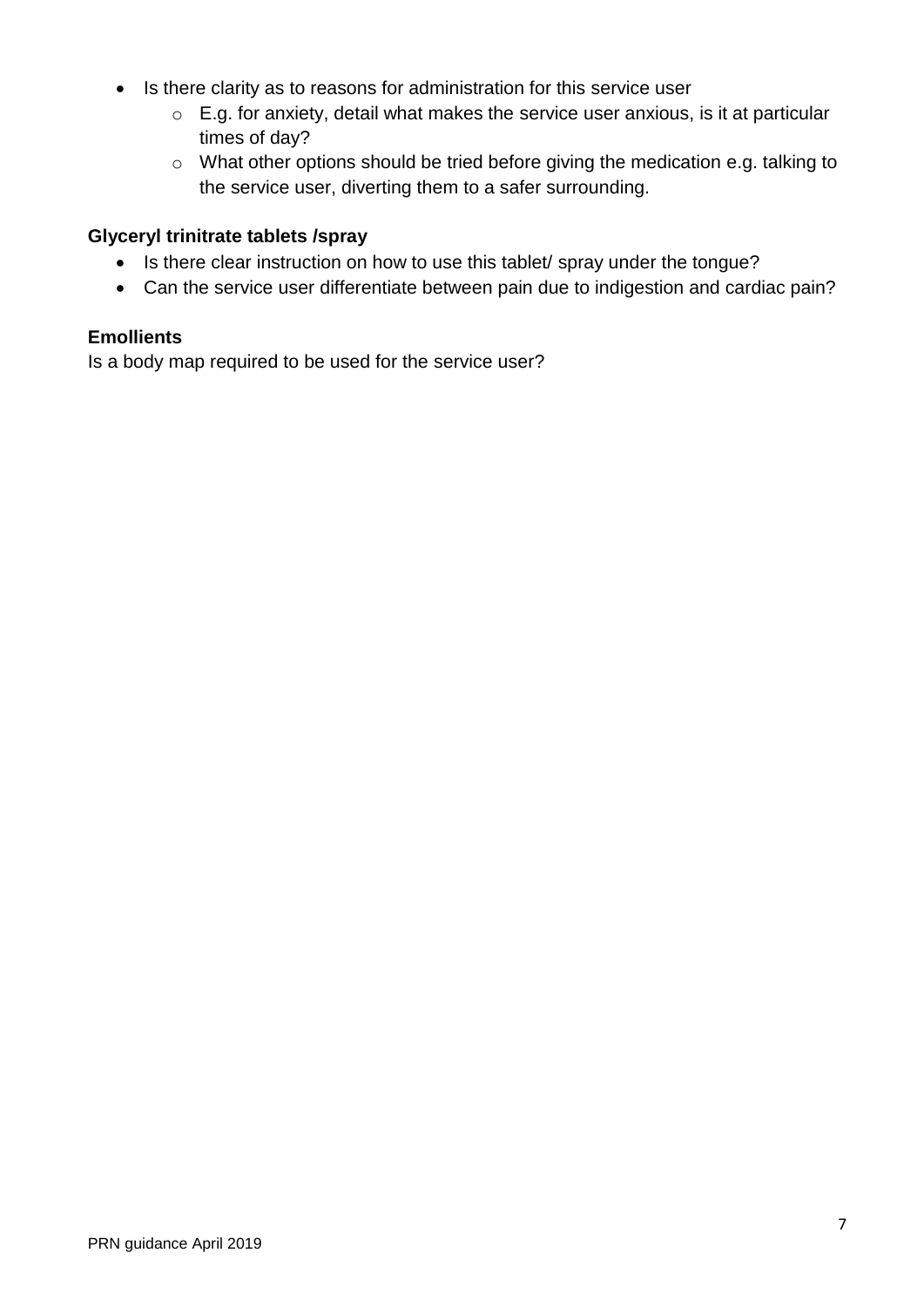- Is there clarity as to reasons for administration for this service user
  - E.g. for anxiety, detail what makes the service user anxious, is it at particular times of day?
  - What other options should be tried before giving the medication e.g. talking to the service user, diverting them to a safer surrounding.

**Glyceryl trinitrate tablets /spray**

- Is there clear instruction on how to use this tablet/ spray under the tongue?
- Can the service user differentiate between pain due to indigestion and cardiac pain?

**Emollients**

Is a body map required to be used for the service user?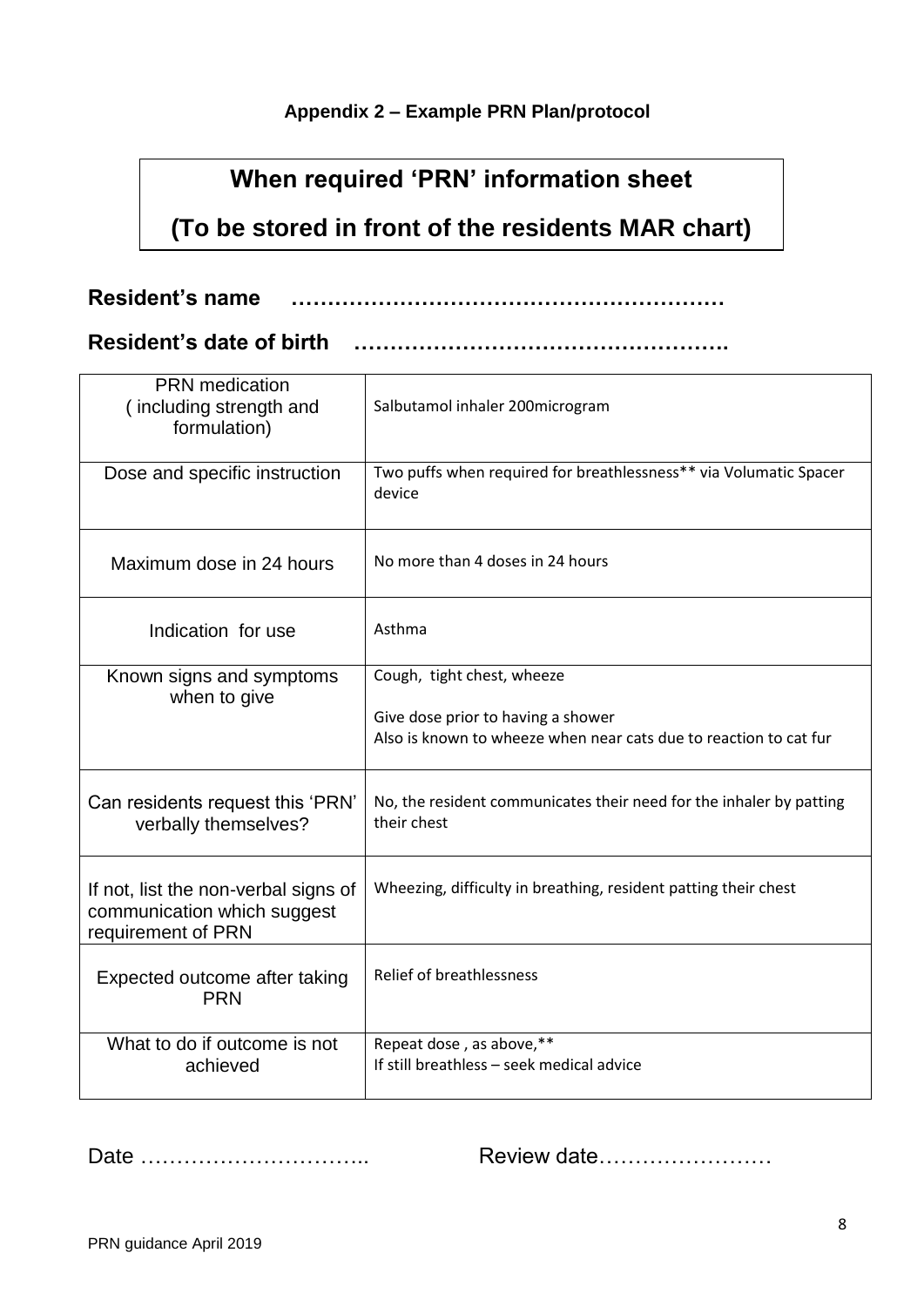### Appendix 2 – Example PRN Plan/protocol

## When required 'PRN' information sheet

## (To be stored in front of the residents MAR chart)

**Resident's name** …………………………………………………

**Resident's date of birth** ………………………………………….

| PRN medication ( including strength and formulation) | Salbutamol inhaler 200microgram |
|---|---|
| Dose and specific instruction | Two puffs when required for breathlessness** via Volumatic Spacer device |
| Maximum dose in 24 hours | No more than 4 doses in 24 hours |
| Indication for use | Asthma |
| Known signs and symptoms when to give | Cough, tight chest, wheeze<br><br>Give dose prior to having a shower<br>Also is known to wheeze when near cats due to reaction to cat fur |
| Can residents request this 'PRN' verbally themselves? | No, the resident communicates their need for the inhaler by patting their chest |
| If not, list the non-verbal signs of communication which suggest requirement of PRN | Wheezing, difficulty in breathing, resident patting their chest |
| Expected outcome after taking PRN | Relief of breathlessness |
| What to do if outcome is not achieved | Repeat dose , as above,**<br>If still breathless – seek medical advice |

Date ………………………….. Review date……………………

PRN guidance April 2019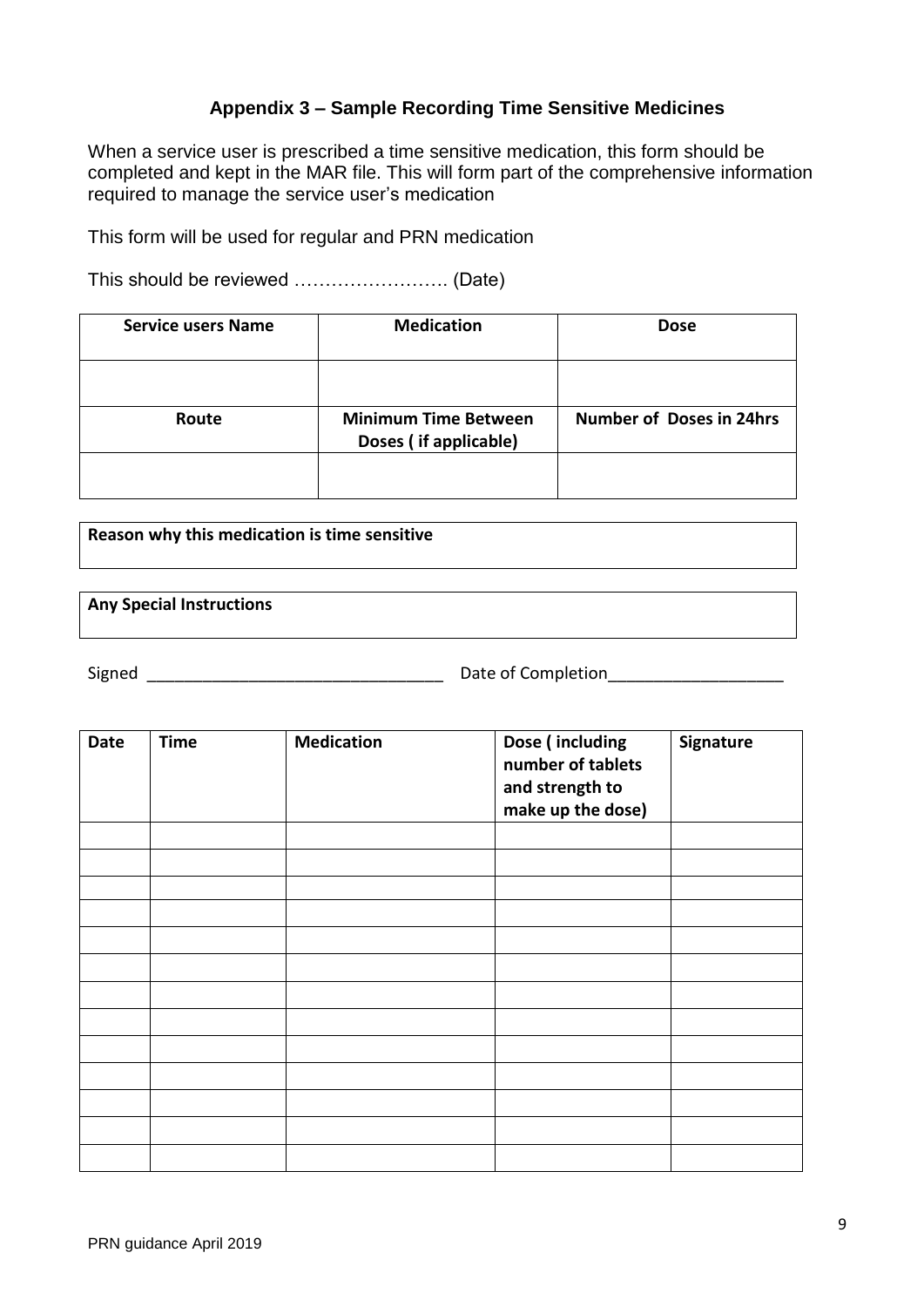## Appendix 3 – Sample Recording Time Sensitive Medicines

When a service user is prescribed a time sensitive medication, this form should be completed and kept in the MAR file. This will form part of the comprehensive information required to manage the service user's medication

This form will be used for regular and PRN medication

This should be reviewed ……………………. (Date)

| Service users Name | Medication | Dose |
|---|---|---|
| | | |
| **Route** | **Minimum Time Between Doses ( if applicable)** | **Number of Doses in 24hrs** |
| | | |

| Reason why this medication is time sensitive |
|---|
| |

| Any Special Instructions |
|---|
| |

Signed ________________________________ Date of Completion___________________

| Date | Time | Medication | Dose ( including number of tablets and strength to make up the dose) | Signature |
|---|---|---|---|---|
| | | | | |
| | | | | |
| | | | | |
| | | | | |
| | | | | |
| | | | | |
| | | | | |
| | | | | |
| | | | | |
| | | | | |
| | | | | |
| | | | | |
| | | | | |

PRN guidance April 2019